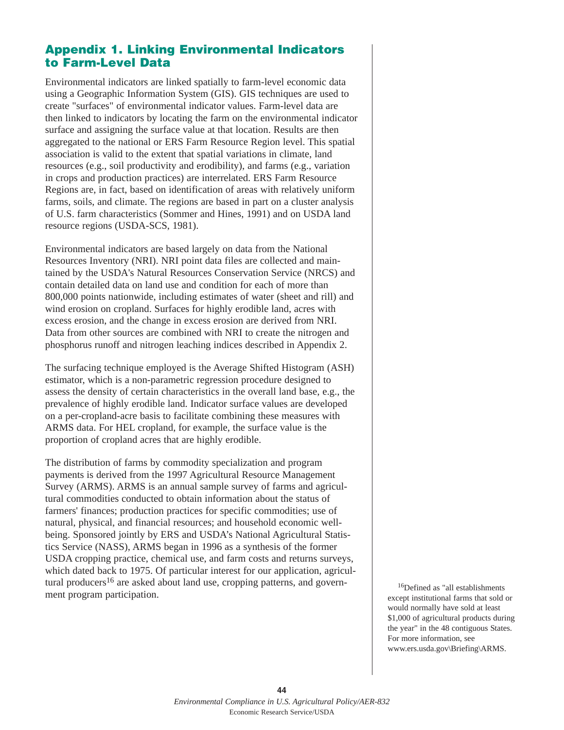## Appendix 1. Linking Environmental Indicators to Farm-Level Data

Environmental indicators are linked spatially to farm-level economic data using a Geographic Information System (GIS). GIS techniques are used to create "surfaces" of environmental indicator values. Farm-level data are then linked to indicators by locating the farm on the environmental indicator surface and assigning the surface value at that location. Results are then aggregated to the national or ERS Farm Resource Region level. This spatial association is valid to the extent that spatial variations in climate, land resources (e.g., soil productivity and erodibility), and farms (e.g., variation in crops and production practices) are interrelated. ERS Farm Resource Regions are, in fact, based on identification of areas with relatively uniform farms, soils, and climate. The regions are based in part on a cluster analysis of U.S. farm characteristics (Sommer and Hines, 1991) and on USDA land resource regions (USDA-SCS, 1981).

Environmental indicators are based largely on data from the National Resources Inventory (NRI). NRI point data files are collected and maintained by the USDA's Natural Resources Conservation Service (NRCS) and contain detailed data on land use and condition for each of more than 800,000 points nationwide, including estimates of water (sheet and rill) and wind erosion on cropland. Surfaces for highly erodible land, acres with excess erosion, and the change in excess erosion are derived from NRI. Data from other sources are combined with NRI to create the nitrogen and phosphorus runoff and nitrogen leaching indices described in Appendix 2.

The surfacing technique employed is the Average Shifted Histogram (ASH) estimator, which is a non-parametric regression procedure designed to assess the density of certain characteristics in the overall land base, e.g., the prevalence of highly erodible land. Indicator surface values are developed on a per-cropland-acre basis to facilitate combining these measures with ARMS data. For HEL cropland, for example, the surface value is the proportion of cropland acres that are highly erodible.

The distribution of farms by commodity specialization and program payments is derived from the 1997 Agricultural Resource Management Survey (ARMS). ARMS is an annual sample survey of farms and agricultural commodities conducted to obtain information about the status of farmers' finances; production practices for specific commodities; use of natural, physical, and financial resources; and household economic well-being. Sponsored jointly by ERS and USDA's National Agricultural Statistics Service (NASS), ARMS began in 1996 as a synthesis of the former USDA cropping practice, chemical use, and farm costs and returns surveys, which dated back to 1975. Of particular interest for our application, agricultural producers[16] are asked about land use, cropping patterns, and government program participation.

[16] Defined as "all establishments except institutional farms that sold or would normally have sold at least $1,000 of agricultural products during the year" in the 48 contiguous States. For more information, see www.ers.usda.gov\Briefing\ARMS.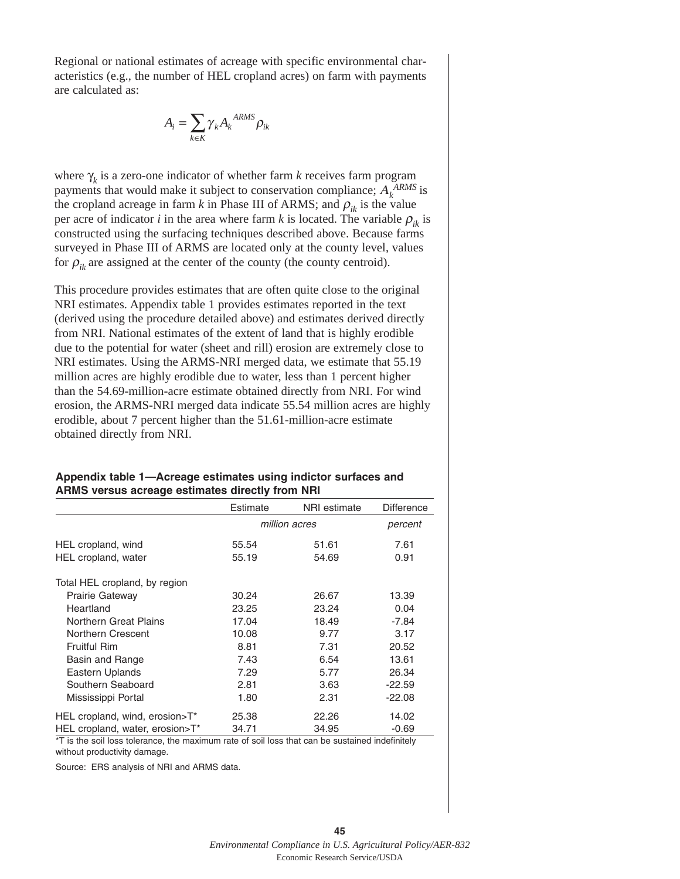Regional or national estimates of acreage with specific environmental characteristics (e.g., the number of HEL cropland acres) on farm with payments are calculated as:

$$A_i = \sum_{k \in K} \gamma_k A_k^{ARMS} \rho_{ik}$$

where $\gamma_k$ is a zero-one indicator of whether farm *k* receives farm program payments that would make it subject to conservation compliance; $A_k^{ARMS}$ is the cropland acreage in farm *k* in Phase III of ARMS; and $\rho_{ik}$ is the value per acre of indicator *i* in the area where farm *k* is located. The variable $\rho_{ik}$ is constructed using the surfacing techniques described above. Because farms surveyed in Phase III of ARMS are located only at the county level, values for $\rho_{ik}$ are assigned at the center of the county (the county centroid).

This procedure provides estimates that are often quite close to the original NRI estimates. Appendix table 1 provides estimates reported in the text (derived using the procedure detailed above) and estimates derived directly from NRI. National estimates of the extent of land that is highly erodible due to the potential for water (sheet and rill) erosion are extremely close to NRI estimates. Using the ARMS-NRI merged data, we estimate that 55.19 million acres are highly erodible due to water, less than 1 percent higher than the 54.69-million-acre estimate obtained directly from NRI. For wind erosion, the ARMS-NRI merged data indicate 55.54 million acres are highly erodible, about 7 percent higher than the 51.61-million-acre estimate obtained directly from NRI.

**Appendix table 1—Acreage estimates using indictor surfaces and ARMS versus acreage estimates directly from NRI**

| | Estimate | NRI estimate | Difference |
|---|---|---|---|
| | *million acres* | | *percent* |
| HEL cropland, wind | 55.54 | 51.61 | 7.61 |
| HEL cropland, water | 55.19 | 54.69 | 0.91 |
| Total HEL cropland, by region | | | |
| Prairie Gateway | 30.24 | 26.67 | 13.39 |
| Heartland | 23.25 | 23.24 | 0.04 |
| Northern Great Plains | 17.04 | 18.49 | -7.84 |
| Northern Crescent | 10.08 | 9.77 | 3.17 |
| Fruitful Rim | 8.81 | 7.31 | 20.52 |
| Basin and Range | 7.43 | 6.54 | 13.61 |
| Eastern Uplands | 7.29 | 5.77 | 26.34 |
| Southern Seaboard | 2.81 | 3.63 | -22.59 |
| Mississippi Portal | 1.80 | 2.31 | -22.08 |
| HEL cropland, wind, erosion>T* | 25.38 | 22.26 | 14.02 |
| HEL cropland, water, erosion>T* | 34.71 | 34.95 | -0.69 |

*T is the soil loss tolerance, the maximum rate of soil loss that can be sustained indefinitely without productivity damage.

Source: ERS analysis of NRI and ARMS data.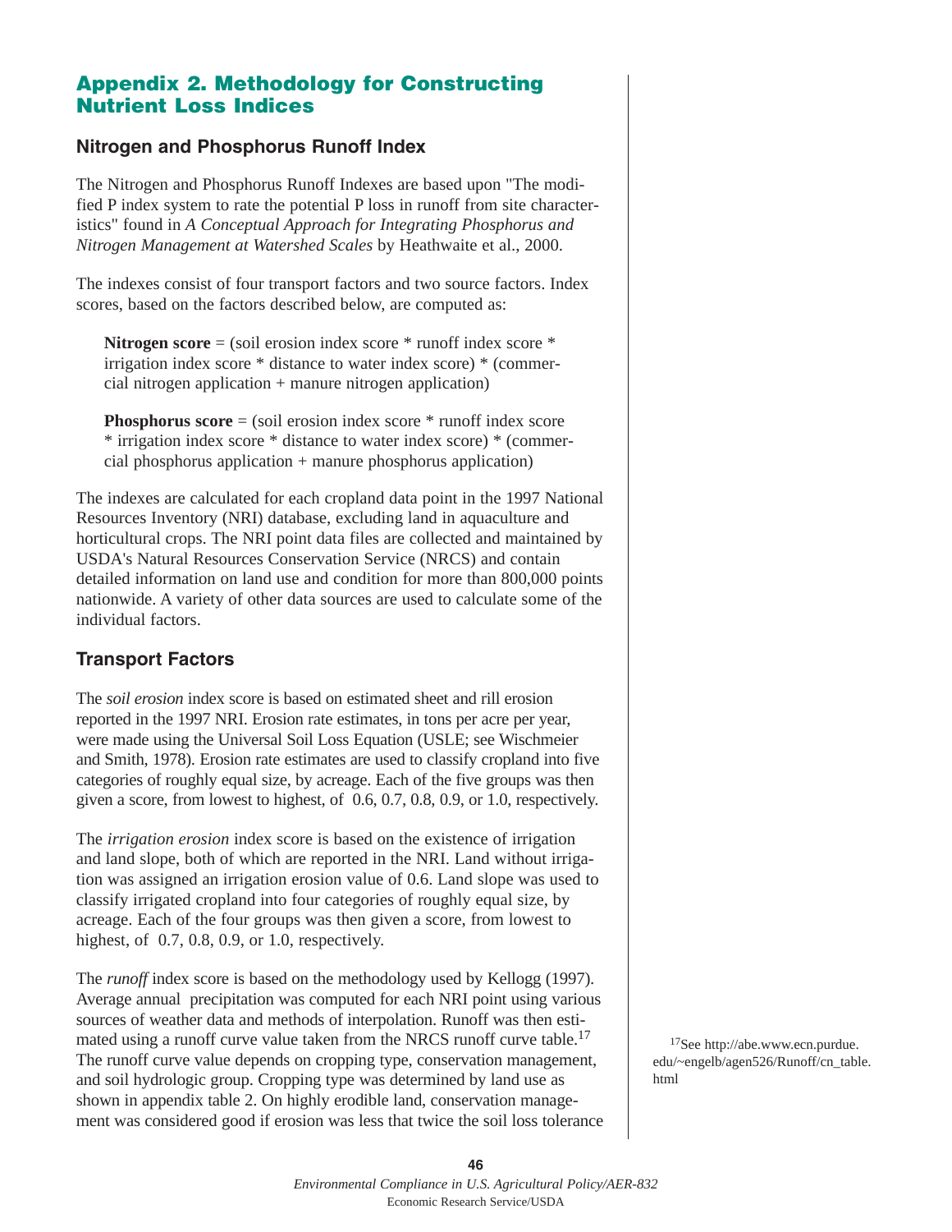## Appendix 2. Methodology for Constructing Nutrient Loss Indices

### Nitrogen and Phosphorus Runoff Index

The Nitrogen and Phosphorus Runoff Indexes are based upon "The modified P index system to rate the potential P loss in runoff from site characteristics" found in *A Conceptual Approach for Integrating Phosphorus and Nitrogen Management at Watershed Scales* by Heathwaite et al., 2000.

The indexes consist of four transport factors and two source factors. Index scores, based on the factors described below, are computed as:

> **Nitrogen score** = (soil erosion index score * runoff index score * irrigation index score * distance to water index score) * (commercial nitrogen application + manure nitrogen application)

> **Phosphorus score** = (soil erosion index score * runoff index score * irrigation index score * distance to water index score) * (commercial phosphorus application + manure phosphorus application)

The indexes are calculated for each cropland data point in the 1997 National Resources Inventory (NRI) database, excluding land in aquaculture and horticultural crops. The NRI point data files are collected and maintained by USDA's Natural Resources Conservation Service (NRCS) and contain detailed information on land use and condition for more than 800,000 points nationwide. A variety of other data sources are used to calculate some of the individual factors.

### Transport Factors

The *soil erosion* index score is based on estimated sheet and rill erosion reported in the 1997 NRI. Erosion rate estimates, in tons per acre per year, were made using the Universal Soil Loss Equation (USLE; see Wischmeier and Smith, 1978). Erosion rate estimates are used to classify cropland into five categories of roughly equal size, by acreage. Each of the five groups was then given a score, from lowest to highest, of 0.6, 0.7, 0.8, 0.9, or 1.0, respectively.

The *irrigation erosion* index score is based on the existence of irrigation and land slope, both of which are reported in the NRI. Land without irrigation was assigned an irrigation erosion value of 0.6. Land slope was used to classify irrigated cropland into four categories of roughly equal size, by acreage. Each of the four groups was then given a score, from lowest to highest, of 0.7, 0.8, 0.9, or 1.0, respectively.

The *runoff* index score is based on the methodology used by Kellogg (1997). Average annual precipitation was computed for each NRI point using various sources of weather data and methods of interpolation. Runoff was then estimated using a runoff curve value taken from the NRCS runoff curve table.[17] The runoff curve value depends on cropping type, conservation management, and soil hydrologic group. Cropping type was determined by land use as shown in appendix table 2. On highly erodible land, conservation management was considered good if erosion was less that twice the soil loss tolerance

[17] See http://abe.www.ecn.purdue.edu/~engelb/agen526/Runoff/cn_table.html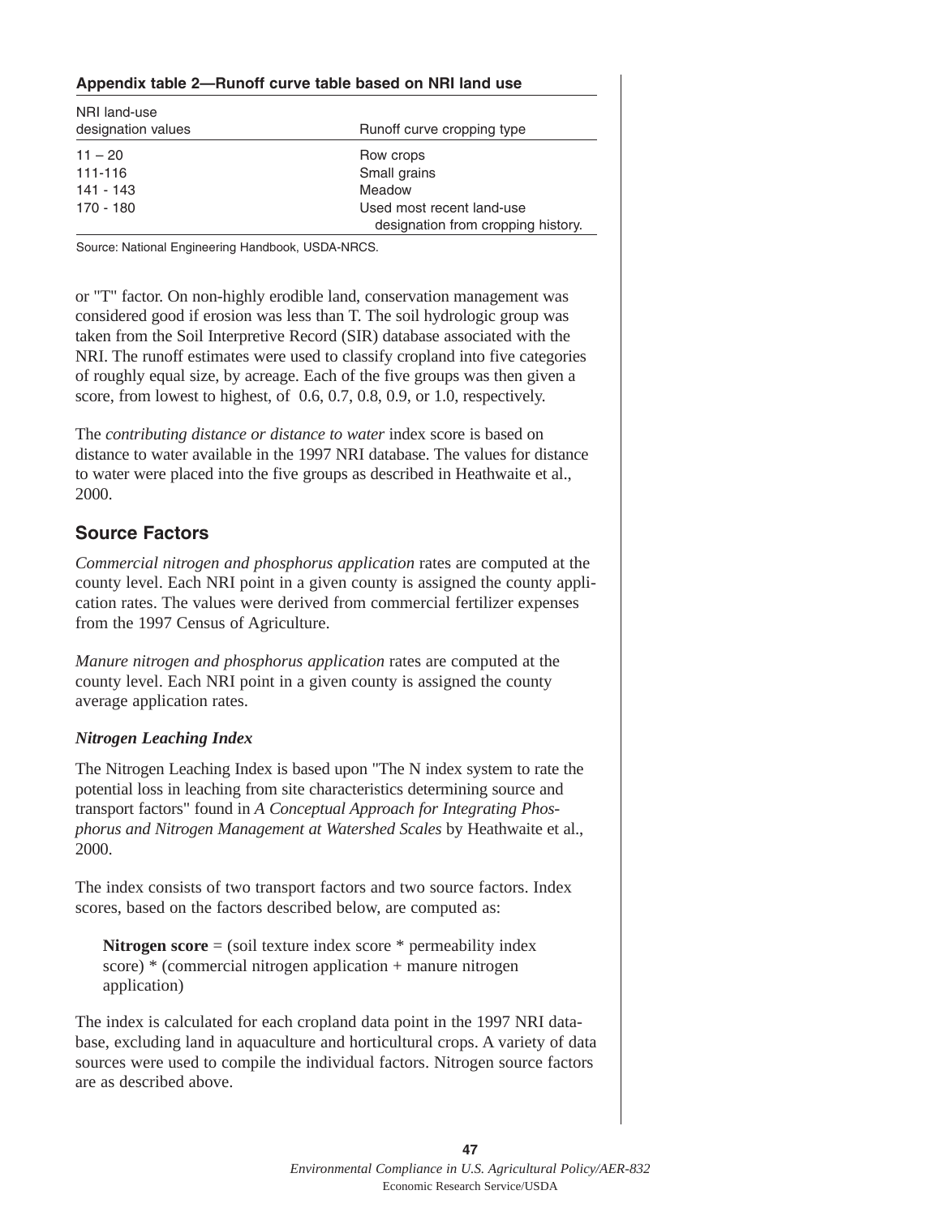**Appendix table 2—Runoff curve table based on NRI land use**

| NRI land-use designation values | Runoff curve cropping type |
|---|---|
| 11 – 20 | Row crops |
| 111-116 | Small grains |
| 141 - 143 | Meadow |
| 170 - 180 | Used most recent land-use designation from cropping history. |

Source: National Engineering Handbook, USDA-NRCS.

or "T" factor. On non-highly erodible land, conservation management was considered good if erosion was less than T. The soil hydrologic group was taken from the Soil Interpretive Record (SIR) database associated with the NRI. The runoff estimates were used to classify cropland into five categories of roughly equal size, by acreage. Each of the five groups was then given a score, from lowest to highest, of 0.6, 0.7, 0.8, 0.9, or 1.0, respectively.

The *contributing distance or distance to water* index score is based on distance to water available in the 1997 NRI database. The values for distance to water were placed into the five groups as described in Heathwaite et al., 2000.

## Source Factors

*Commercial nitrogen and phosphorus application* rates are computed at the county level. Each NRI point in a given county is assigned the county application rates. The values were derived from commercial fertilizer expenses from the 1997 Census of Agriculture.

*Manure nitrogen and phosphorus application* rates are computed at the county level. Each NRI point in a given county is assigned the county average application rates.

### *Nitrogen Leaching Index*

The Nitrogen Leaching Index is based upon "The N index system to rate the potential loss in leaching from site characteristics determining source and transport factors" found in *A Conceptual Approach for Integrating Phosphorus and Nitrogen Management at Watershed Scales* by Heathwaite et al., 2000.

The index consists of two transport factors and two source factors. Index scores, based on the factors described below, are computed as:

> **Nitrogen score** = (soil texture index score * permeability index score) * (commercial nitrogen application + manure nitrogen application)

The index is calculated for each cropland data point in the 1997 NRI database, excluding land in aquaculture and horticultural crops. A variety of data sources were used to compile the individual factors. Nitrogen source factors are as described above.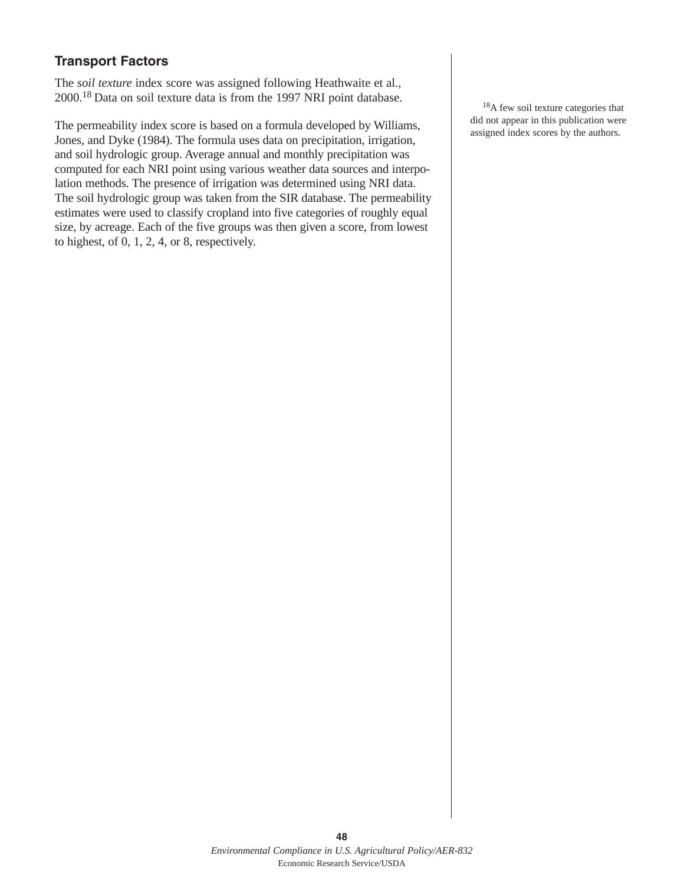## Transport Factors

The *soil texture* index score was assigned following Heathwaite et al., 2000.[18] Data on soil texture data is from the 1997 NRI point database.

The permeability index score is based on a formula developed by Williams, Jones, and Dyke (1984). The formula uses data on precipitation, irrigation, and soil hydrologic group. Average annual and monthly precipitation was computed for each NRI point using various weather data sources and interpolation methods. The presence of irrigation was determined using NRI data. The soil hydrologic group was taken from the SIR database. The permeability estimates were used to classify cropland into five categories of roughly equal size, by acreage. Each of the five groups was then given a score, from lowest to highest, of 0, 1, 2, 4, or 8, respectively.

[18]A few soil texture categories that did not appear in this publication were assigned index scores by the authors.